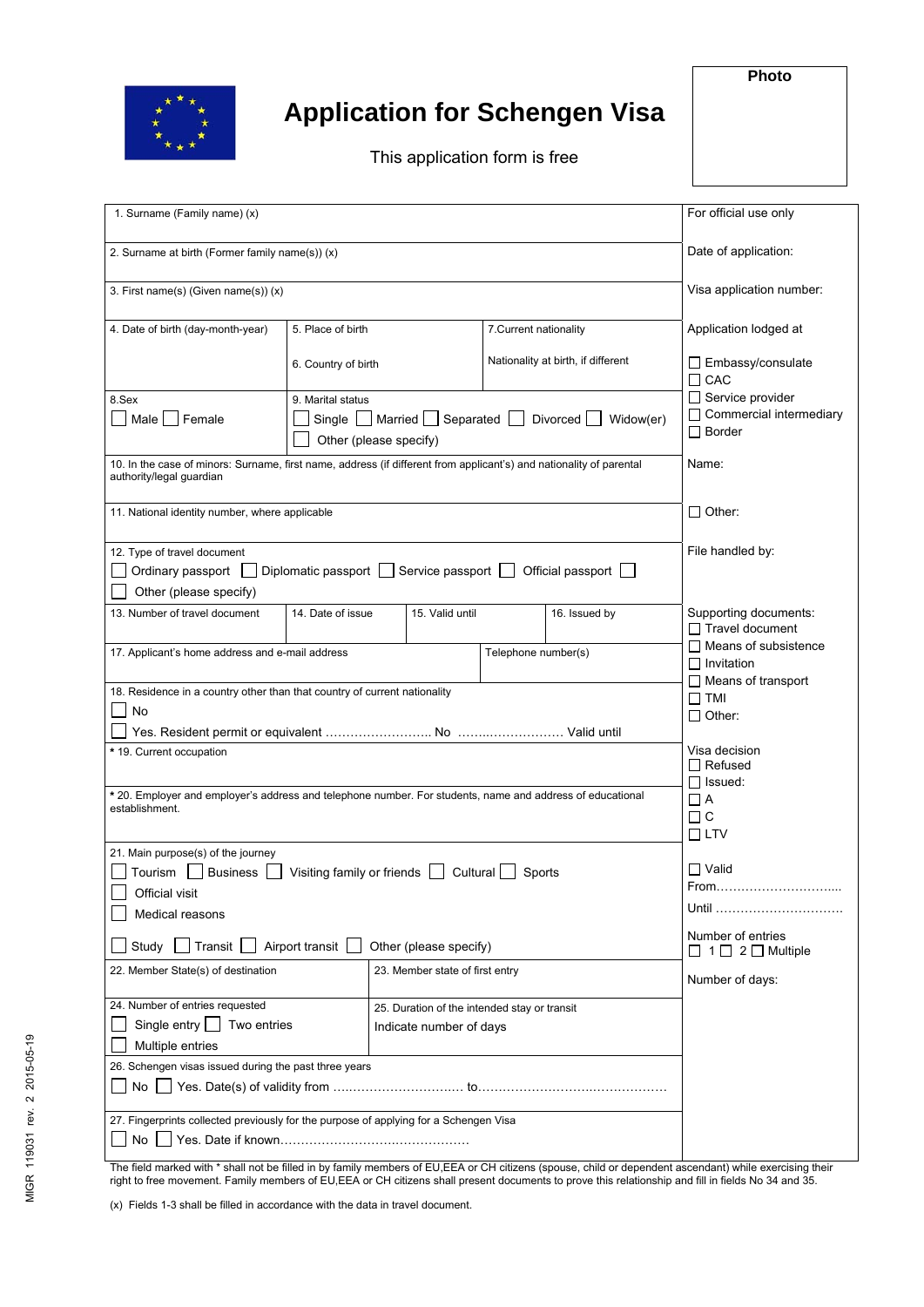# Application for Schengen Visa

This application form is free

Photo

| | For official use only |
|---|---|
| 1. Surname (Family name) (x) | |
| 2. Surname at birth (Former family name(s)) (x) | Date of application: |
| 3. First name(s) (Given name(s)) (x) | Visa application number: |
| 4. Date of birth (day-month-year) / 5. Place of birth / 6. Country of birth / 7. Current nationality / Nationality at birth, if different | Application lodged at ☐ Embassy/consulate ☐ CAC ☐ Service provider ☐ Commercial intermediary ☐ Border |
| 8. Sex ☐ Male ☐ Female / 9. Marital status ☐ Single ☐ Married ☐ Separated ☐ Divorced ☐ Widow(er) ☐ Other (please specify) | |
| 10. In the case of minors: Surname, first name, address (if different from applicant's) and nationality of parental authority/legal guardian | Name: |
| 11. National identity number, where applicable | ☐ Other: |
| 12. Type of travel document ☐ Ordinary passport ☐ Diplomatic passport ☐ Service passport ☐ Official passport ☐ Other (please specify) | File handled by: |
| 13. Number of travel document / 14. Date of issue / 15. Valid until / 16. Issued by | Supporting documents: ☐ Travel document ☐ Means of subsistence ☐ Invitation ☐ Means of transport ☐ TMI ☐ Other: |
| 17. Applicant's home address and e-mail address / Telephone number(s) | |
| 18. Residence in a country other than that country of current nationality ☐ No ☐ Yes. Resident permit or equivalent …………………….. No ……..…………….. Valid until | |
| * 19. Current occupation | Visa decision ☐ Refused ☐ Issued: ☐ A ☐ C ☐ LTV |
| * 20. Employer and employer's address and telephone number. For students, name and address of educational establishment. | |
| 21. Main purpose(s) of the journey ☐ Tourism ☐ Business ☐ Visiting family or friends ☐ Cultural ☐ Sports ☐ Official visit ☐ Medical reasons ☐ Study ☐ Transit ☐ Airport transit ☐ Other (please specify) | ☐ Valid From………………………….. Until …………………………. Number of entries ☐ 1 ☐ 2 ☐ Multiple |
| 22. Member State(s) of destination / 23. Member state of first entry | Number of days: |
| 24. Number of entries requested ☐ Single entry ☐ Two entries ☐ Multiple entries / 25. Duration of the intended stay or transit Indicate number of days | |
| 26. Schengen visas issued during the past three years ☐ No ☐ Yes. Date(s) of validity from ………………………… to……………………………………… | |
| 27. Fingerprints collected previously for the purpose of applying for a Schengen Visa ☐ No ☐ Yes. Date if known……………………………………… | |

The field marked with * shall not be filled in by family members of EU,EEA or CH citizens (spouse, child or dependent ascendant) while exercising their right to free movement. Family members of EU,EEA or CH citizens shall present documents to prove this relationship and fill in fields No 34 and 35.

(x) Fields 1-3 shall be filled in accordance with the data in travel document.

MIGR 119031 rev. 2 2015-05-19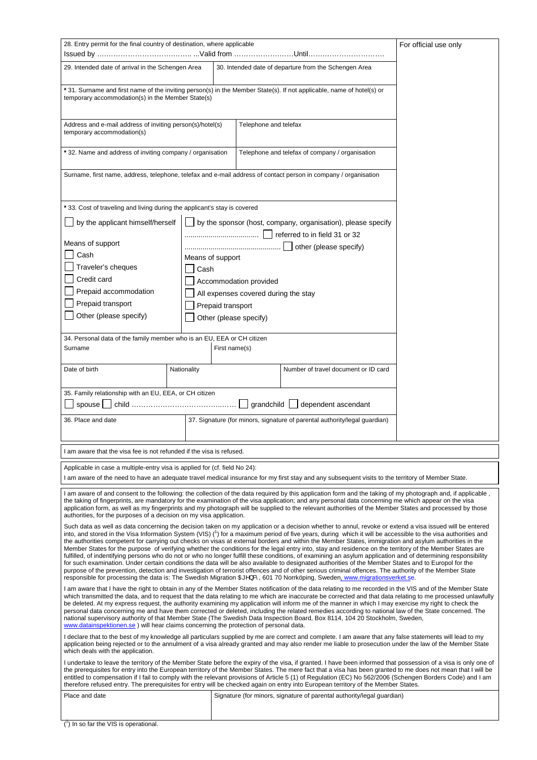| | |
|---|---|
| 28. Entry permit for the final country of destination, where applicable<br>Issued by ........................................ ...Valid from ..........................Until.................................. | For official use only |
| 29. Intended date of arrival in the Schengen Area \| 30. Intended date of departure from the Schengen Area | |
| * 31. Surname and first name of the inviting person(s) in the Member State(s). If not applicable, name of hotel(s) or temporary accommodation(s) in the Member State(s) | |
| Address and e-mail address of inviting person(s)/hotel(s) temporary accommodation(s) \| Telephone and telefax | |
| * 32. Name and address of inviting company / organisation \| Telephone and telefax of company / organisation | |
| Surname, first name, address, telephone, telefax and e-mail address of contact person in company / organisation | |
| * 33. Cost of traveling and living during the applicant's stay is covered<br>☐ by the applicant himself/herself<br>Means of support<br>☐ Cash<br>☐ Traveler's cheques<br>☐ Credit card<br>☐ Prepaid accommodation<br>☐ Prepaid transport<br>☐ Other (please specify)<br><br>☐ by the sponsor (host, company, organisation), please specify<br>.................................... ☐ referred to in field 31 or 32<br>................................................ ☐ other (please specify)<br>Means of support<br>☐ Cash<br>☐ Accommodation provided<br>☐ All expenses covered during the stay<br>☐ Prepaid transport<br>☐ Other (please specify) | |
| 34. Personal data of the family member who is an EU, EEA or CH citizen<br>Surname \| First name(s)<br>Date of birth \| Nationality \| Number of travel document or ID card | |
| 35. Family relationship with an EU, EEA, or CH citizen<br>☐ spouse ☐ child ........................................ ☐ grandchild ☐ dependent ascendant | |
| 36. Place and date \| 37. Signature (for minors, signature of parental authority/legal guardian) | |

I am aware that the visa fee is not refunded if the visa is refused.

Applicable in case a multiple-entry visa is applied for (cf. field No 24):

I am aware of the need to have an adequate travel medical insurance for my first stay and any subsequent visits to the territory of Member State.

I am aware of and consent to the following: the collection of the data required by this application form and the taking of my photograph and, if applicable , the taking of fingerprints, are mandatory for the examination of the visa application; and any personal data concerning me which appear on the visa application form, as well as my fingerprints and my photograph will be supplied to the relevant authorities of the Member States and processed by those authorities, for the purposes of a decision on my visa application.

Such data as well as data concerning the decision taken on my application or a decision whether to annul, revoke or extend a visa issued will be entered into, and stored in the Visa Information System (VIS) ([1]) for a maximum period of five years, during which it will be accessible to the visa authorities and the authorities competent for carrying out checks on visas at external borders and within the Member States, immigration and asylum authorities in the Member States for the purpose of verifying whether the conditions for the legal entry into, stay and residence on the territory of the Member States are fulfilled, of indentifying persons who do not or who no longer fulfill these conditions, of examining an asylum application and of determining responsibility for such examination. Under certain conditions the data will be also available to designated authorities of the Member States and to Europol for the purpose of the prevention, detection and investigation of terrorist offences and of other serious criminal offences. The authority of the Member State responsible for processing the data is: The Swedish Migration $JHQF\, 601 70 Norrköping, Sweden, www.migrationsverket.se.

I am aware that I have the right to obtain in any of the Member States notification of the data relating to me recorded in the VIS and of the Member State which transmitted the data, and to request that the data relating to me which are inaccurate be corrected and that data relating to me processed unlawfully be deleted. At my express request, the authority examining my application will inform me of the manner in which I may exercise my right to check the personal data concerning me and have them corrected or deleted, including the related remedies according to national law of the State concerned. The national supervisory authority of that Member State (The Swedish Data Inspection Board, Box 8114, 104 20 Stockholm, Sweden, www.datainspektionen.se ) will hear claims concerning the protection of personal data.

I declare that to the best of my knowledge all particulars supplied by me are correct and complete. I am aware that any false statements will lead to my application being rejected or to the annulment of a visa already granted and may also render me liable to prosecution under the law of the Member State which deals with the application.

I undertake to leave the territory of the Member State before the expiry of the visa, if granted. I have been informed that possession of a visa is only one of the prerequisites for entry into the European territory of the Member States. The mere fact that a visa has been granted to me does not mean that I will be entitled to compensation if I fail to comply with the relevant provisions of Article 5 (1) of Regulation (EC) No 562/2006 (Schengen Borders Code) and I am therefore refused entry. The prerequisites for entry will be checked again on entry into European territory of the Member States.

| Place and date | Signature (for minors, signature of parental authority/legal guardian) |
|---|---|
| | |

([1]) In so far the VIS is operational.